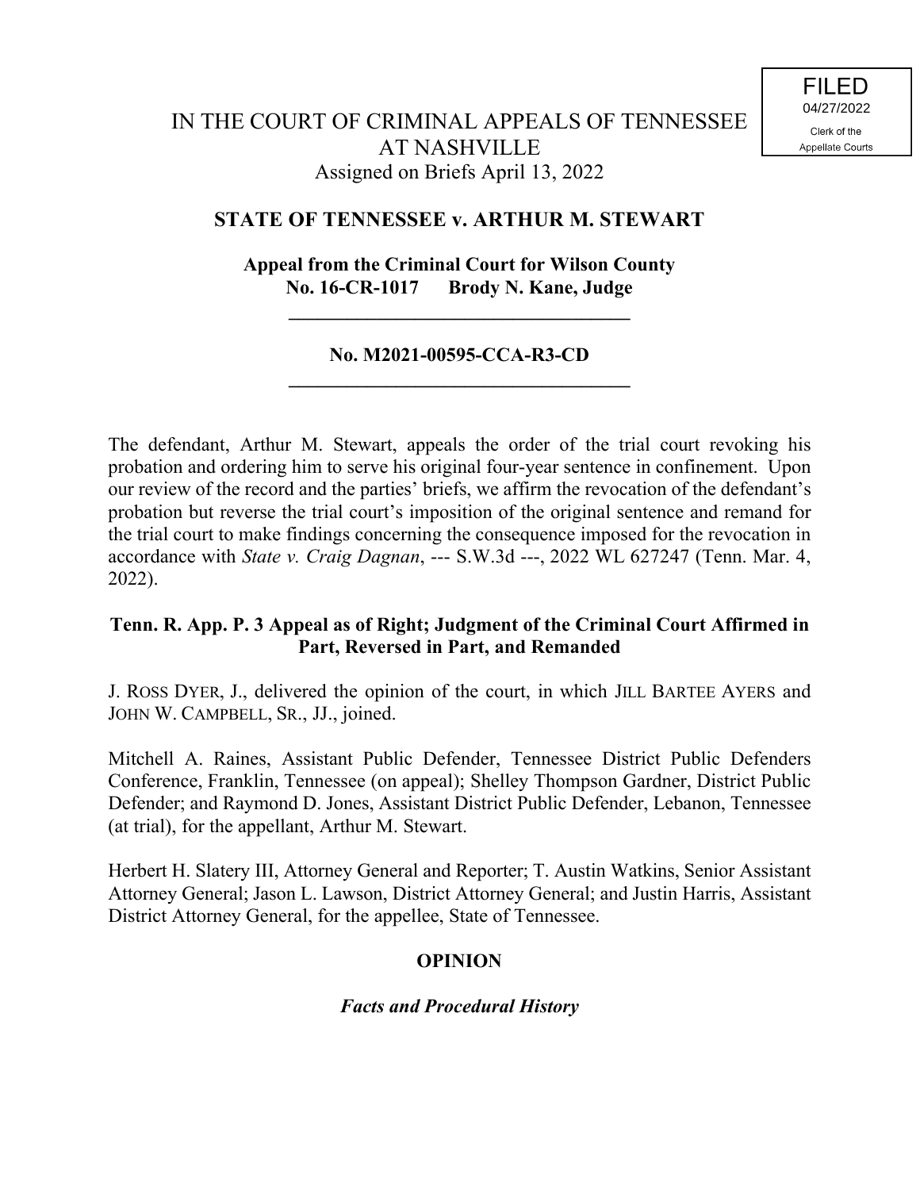FILED
04/27/2022
Clerk of the
Appellate Courts

# IN THE COURT OF CRIMINAL APPEALS OF TENNESSEE AT NASHVILLE

Assigned on Briefs April 13, 2022

## STATE OF TENNESSEE v. ARTHUR M. STEWART

**Appeal from the Criminal Court for Wilson County**
**No. 16-CR-1017 Brody N. Kane, Judge**

---

**No. M2021-00595-CCA-R3-CD**

---

The defendant, Arthur M. Stewart, appeals the order of the trial court revoking his probation and ordering him to serve his original four-year sentence in confinement. Upon our review of the record and the parties' briefs, we affirm the revocation of the defendant's probation but reverse the trial court's imposition of the original sentence and remand for the trial court to make findings concerning the consequence imposed for the revocation in accordance with *State v. Craig Dagnan*, --- S.W.3d ---, 2022 WL 627247 (Tenn. Mar. 4, 2022).

**Tenn. R. App. P. 3 Appeal as of Right; Judgment of the Criminal Court Affirmed in Part, Reversed in Part, and Remanded**

J. ROSS DYER, J., delivered the opinion of the court, in which JILL BARTEE AYERS and JOHN W. CAMPBELL, SR., JJ., joined.

Mitchell A. Raines, Assistant Public Defender, Tennessee District Public Defenders Conference, Franklin, Tennessee (on appeal); Shelley Thompson Gardner, District Public Defender; and Raymond D. Jones, Assistant District Public Defender, Lebanon, Tennessee (at trial), for the appellant, Arthur M. Stewart.

Herbert H. Slatery III, Attorney General and Reporter; T. Austin Watkins, Senior Assistant Attorney General; Jason L. Lawson, District Attorney General; and Justin Harris, Assistant District Attorney General, for the appellee, State of Tennessee.

## OPINION

### *Facts and Procedural History*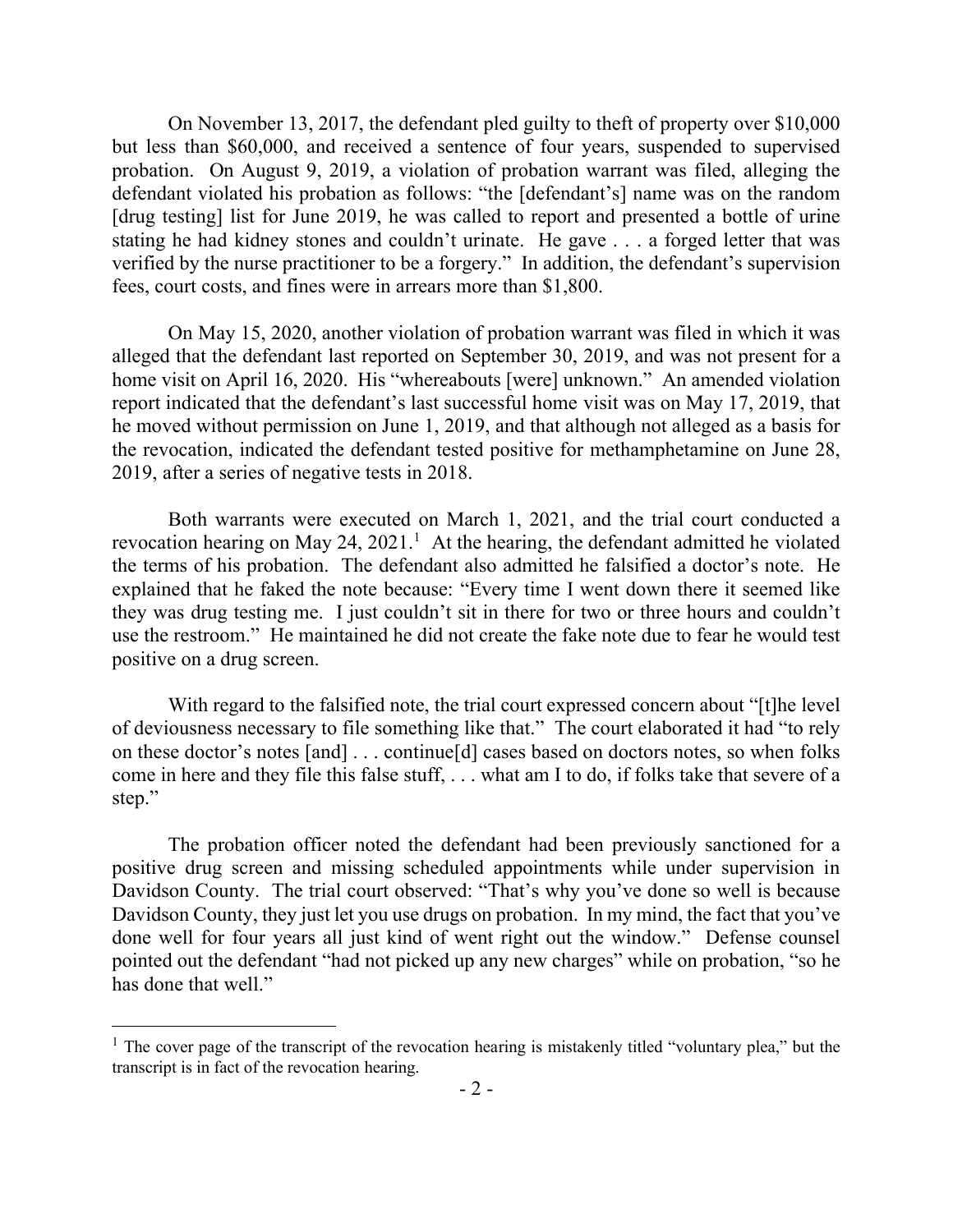On November 13, 2017, the defendant pled guilty to theft of property over $10,000 but less than $60,000, and received a sentence of four years, suspended to supervised probation. On August 9, 2019, a violation of probation warrant was filed, alleging the defendant violated his probation as follows: "the [defendant's] name was on the random [drug testing] list for June 2019, he was called to report and presented a bottle of urine stating he had kidney stones and couldn't urinate. He gave . . . a forged letter that was verified by the nurse practitioner to be a forgery." In addition, the defendant's supervision fees, court costs, and fines were in arrears more than $1,800.

On May 15, 2020, another violation of probation warrant was filed in which it was alleged that the defendant last reported on September 30, 2019, and was not present for a home visit on April 16, 2020. His "whereabouts [were] unknown." An amended violation report indicated that the defendant's last successful home visit was on May 17, 2019, that he moved without permission on June 1, 2019, and that although not alleged as a basis for the revocation, indicated the defendant tested positive for methamphetamine on June 28, 2019, after a series of negative tests in 2018.

Both warrants were executed on March 1, 2021, and the trial court conducted a revocation hearing on May 24, 2021.[1] At the hearing, the defendant admitted he violated the terms of his probation. The defendant also admitted he falsified a doctor's note. He explained that he faked the note because: "Every time I went down there it seemed like they was drug testing me. I just couldn't sit in there for two or three hours and couldn't use the restroom." He maintained he did not create the fake note due to fear he would test positive on a drug screen.

With regard to the falsified note, the trial court expressed concern about "[t]he level of deviousness necessary to file something like that." The court elaborated it had "to rely on these doctor's notes [and] . . . continue[d] cases based on doctors notes, so when folks come in here and they file this false stuff, . . . what am I to do, if folks take that severe of a step."

The probation officer noted the defendant had been previously sanctioned for a positive drug screen and missing scheduled appointments while under supervision in Davidson County. The trial court observed: "That's why you've done so well is because Davidson County, they just let you use drugs on probation. In my mind, the fact that you've done well for four years all just kind of went right out the window." Defense counsel pointed out the defendant "had not picked up any new charges" while on probation, "so he has done that well."

---

[1] The cover page of the transcript of the revocation hearing is mistakenly titled "voluntary plea," but the transcript is in fact of the revocation hearing.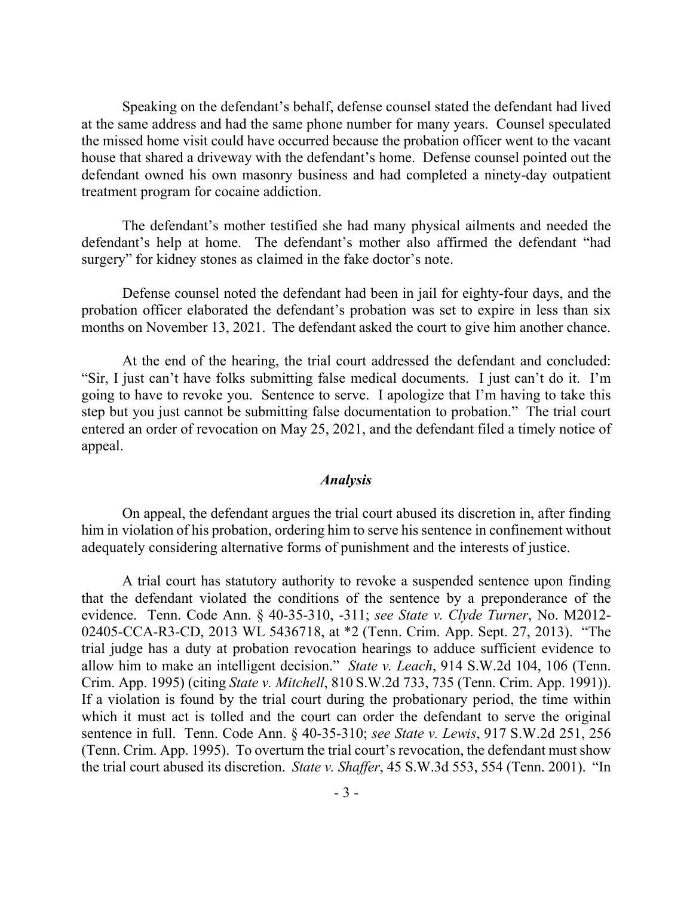Speaking on the defendant's behalf, defense counsel stated the defendant had lived at the same address and had the same phone number for many years. Counsel speculated the missed home visit could have occurred because the probation officer went to the vacant house that shared a driveway with the defendant's home. Defense counsel pointed out the defendant owned his own masonry business and had completed a ninety-day outpatient treatment program for cocaine addiction.

The defendant's mother testified she had many physical ailments and needed the defendant's help at home. The defendant's mother also affirmed the defendant "had surgery" for kidney stones as claimed in the fake doctor's note.

Defense counsel noted the defendant had been in jail for eighty-four days, and the probation officer elaborated the defendant's probation was set to expire in less than six months on November 13, 2021. The defendant asked the court to give him another chance.

At the end of the hearing, the trial court addressed the defendant and concluded: "Sir, I just can't have folks submitting false medical documents. I just can't do it. I'm going to have to revoke you. Sentence to serve. I apologize that I'm having to take this step but you just cannot be submitting false documentation to probation." The trial court entered an order of revocation on May 25, 2021, and the defendant filed a timely notice of appeal.

## *Analysis*

On appeal, the defendant argues the trial court abused its discretion in, after finding him in violation of his probation, ordering him to serve his sentence in confinement without adequately considering alternative forms of punishment and the interests of justice.

A trial court has statutory authority to revoke a suspended sentence upon finding that the defendant violated the conditions of the sentence by a preponderance of the evidence. Tenn. Code Ann. § 40-35-310, -311; *see State v. Clyde Turner*, No. M2012-02405-CCA-R3-CD, 2013 WL 5436718, at *2 (Tenn. Crim. App. Sept. 27, 2013). "The trial judge has a duty at probation revocation hearings to adduce sufficient evidence to allow him to make an intelligent decision." *State v. Leach*, 914 S.W.2d 104, 106 (Tenn. Crim. App. 1995) (citing *State v. Mitchell*, 810 S.W.2d 733, 735 (Tenn. Crim. App. 1991)). If a violation is found by the trial court during the probationary period, the time within which it must act is tolled and the court can order the defendant to serve the original sentence in full. Tenn. Code Ann. § 40-35-310; *see State v. Lewis*, 917 S.W.2d 251, 256 (Tenn. Crim. App. 1995). To overturn the trial court's revocation, the defendant must show the trial court abused its discretion. *State v. Shaffer*, 45 S.W.3d 553, 554 (Tenn. 2001). "In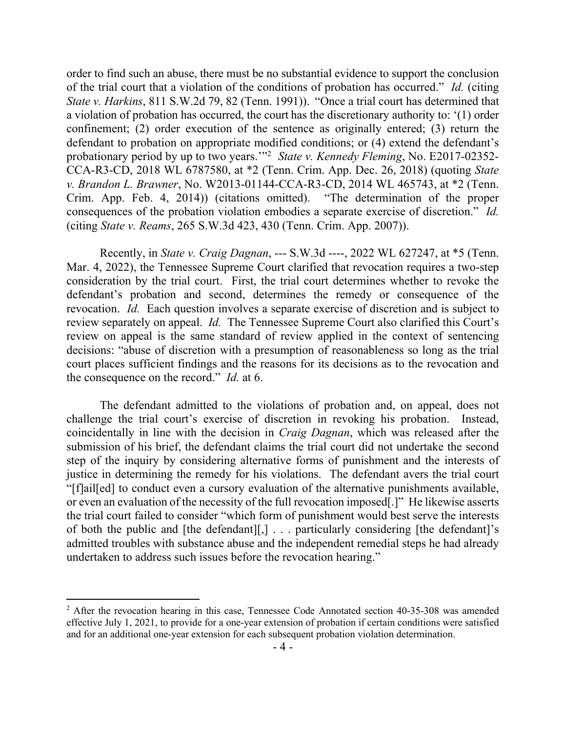order to find such an abuse, there must be no substantial evidence to support the conclusion of the trial court that a violation of the conditions of probation has occurred." *Id.* (citing *State v. Harkins*, 811 S.W.2d 79, 82 (Tenn. 1991)). "Once a trial court has determined that a violation of probation has occurred, the court has the discretionary authority to: '(1) order confinement; (2) order execution of the sentence as originally entered; (3) return the defendant to probation on appropriate modified conditions; or (4) extend the defendant's probationary period by up to two years.'"[2] *State v. Kennedy Fleming*, No. E2017-02352-CCA-R3-CD, 2018 WL 6787580, at *2 (Tenn. Crim. App. Dec. 26, 2018) (quoting *State v. Brandon L. Brawner*, No. W2013-01144-CCA-R3-CD, 2014 WL 465743, at *2 (Tenn. Crim. App. Feb. 4, 2014)) (citations omitted). "The determination of the proper consequences of the probation violation embodies a separate exercise of discretion." *Id.* (citing *State v. Reams*, 265 S.W.3d 423, 430 (Tenn. Crim. App. 2007)).

Recently, in *State v. Craig Dagnan*, --- S.W.3d ----, 2022 WL 627247, at *5 (Tenn. Mar. 4, 2022), the Tennessee Supreme Court clarified that revocation requires a two-step consideration by the trial court. First, the trial court determines whether to revoke the defendant's probation and second, determines the remedy or consequence of the revocation. *Id.* Each question involves a separate exercise of discretion and is subject to review separately on appeal. *Id.* The Tennessee Supreme Court also clarified this Court's review on appeal is the same standard of review applied in the context of sentencing decisions: "abuse of discretion with a presumption of reasonableness so long as the trial court places sufficient findings and the reasons for its decisions as to the revocation and the consequence on the record." *Id.* at 6.

The defendant admitted to the violations of probation and, on appeal, does not challenge the trial court's exercise of discretion in revoking his probation. Instead, coincidentally in line with the decision in *Craig Dagnan*, which was released after the submission of his brief, the defendant claims the trial court did not undertake the second step of the inquiry by considering alternative forms of punishment and the interests of justice in determining the remedy for his violations. The defendant avers the trial court "[f]ail[ed] to conduct even a cursory evaluation of the alternative punishments available, or even an evaluation of the necessity of the full revocation imposed[.]" He likewise asserts the trial court failed to consider "which form of punishment would best serve the interests of both the public and [the defendant][,] . . . particularly considering [the defendant]'s admitted troubles with substance abuse and the independent remedial steps he had already undertaken to address such issues before the revocation hearing."

---

[2] After the revocation hearing in this case, Tennessee Code Annotated section 40-35-308 was amended effective July 1, 2021, to provide for a one-year extension of probation if certain conditions were satisfied and for an additional one-year extension for each subsequent probation violation determination.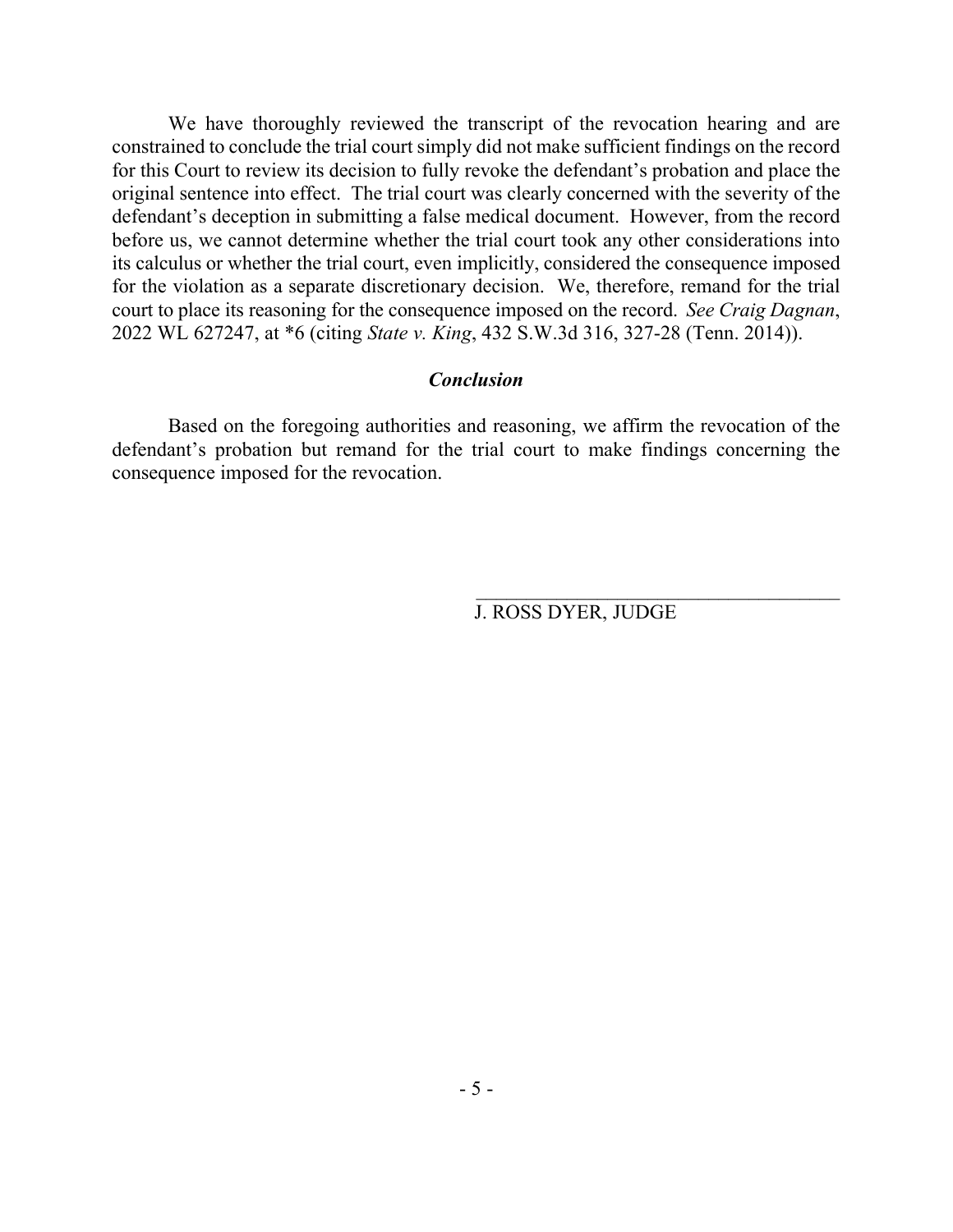We have thoroughly reviewed the transcript of the revocation hearing and are constrained to conclude the trial court simply did not make sufficient findings on the record for this Court to review its decision to fully revoke the defendant's probation and place the original sentence into effect. The trial court was clearly concerned with the severity of the defendant's deception in submitting a false medical document. However, from the record before us, we cannot determine whether the trial court took any other considerations into its calculus or whether the trial court, even implicitly, considered the consequence imposed for the violation as a separate discretionary decision. We, therefore, remand for the trial court to place its reasoning for the consequence imposed on the record. *See Craig Dagnan*, 2022 WL 627247, at *6 (citing *State v. King*, 432 S.W.3d 316, 327-28 (Tenn. 2014)).

## *Conclusion*

Based on the foregoing authorities and reasoning, we affirm the revocation of the defendant's probation but remand for the trial court to make findings concerning the consequence imposed for the revocation.

J. ROSS DYER, JUDGE